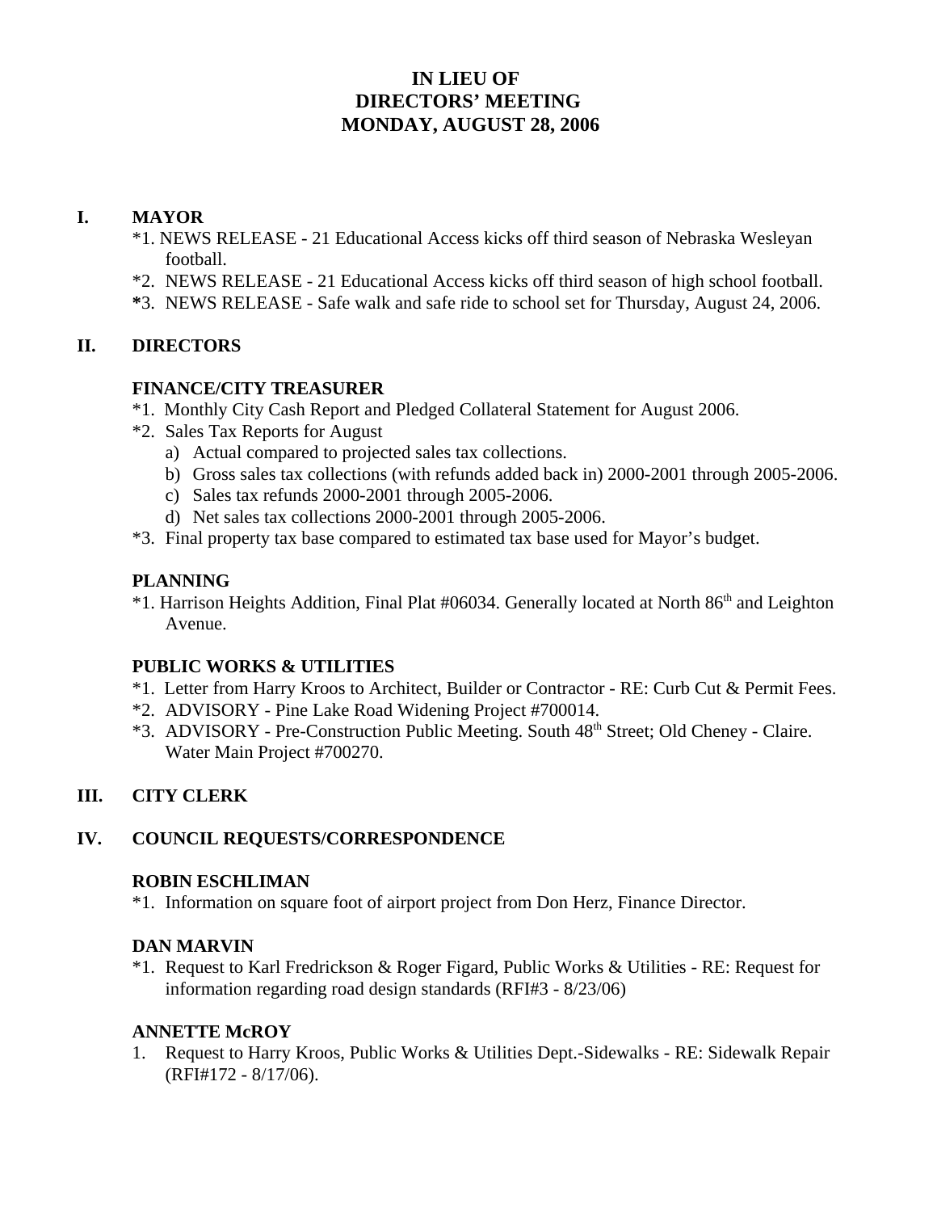# IN LIEU OF
# DIRECTORS' MEETING
# MONDAY, AUGUST 28, 2006

## I. MAYOR

*1. NEWS RELEASE - 21 Educational Access kicks off third season of Nebraska Wesleyan football.

*2. NEWS RELEASE - 21 Educational Access kicks off third season of high school football.

*3. NEWS RELEASE - Safe walk and safe ride to school set for Thursday, August 24, 2006.

## II. DIRECTORS

### FINANCE/CITY TREASURER

*1. Monthly City Cash Report and Pledged Collateral Statement for August 2006.

*2. Sales Tax Reports for August
   a) Actual compared to projected sales tax collections.
   b) Gross sales tax collections (with refunds added back in) 2000-2001 through 2005-2006.
   c) Sales tax refunds 2000-2001 through 2005-2006.
   d) Net sales tax collections 2000-2001 through 2005-2006.

*3. Final property tax base compared to estimated tax base used for Mayor's budget.

### PLANNING

*1. Harrison Heights Addition, Final Plat #06034. Generally located at North 86th and Leighton Avenue.

### PUBLIC WORKS & UTILITIES

*1. Letter from Harry Kroos to Architect, Builder or Contractor - RE: Curb Cut & Permit Fees.

*2. ADVISORY - Pine Lake Road Widening Project #700014.

*3. ADVISORY - Pre-Construction Public Meeting. South 48th Street; Old Cheney - Claire. Water Main Project #700270.

## III. CITY CLERK

## IV. COUNCIL REQUESTS/CORRESPONDENCE

### ROBIN ESCHLIMAN

*1. Information on square foot of airport project from Don Herz, Finance Director.

### DAN MARVIN

*1. Request to Karl Fredrickson & Roger Figard, Public Works & Utilities - RE: Request for information regarding road design standards (RFI#3 - 8/23/06)

### ANNETTE McROY

1. Request to Harry Kroos, Public Works & Utilities Dept.-Sidewalks - RE: Sidewalk Repair (RFI#172 - 8/17/06).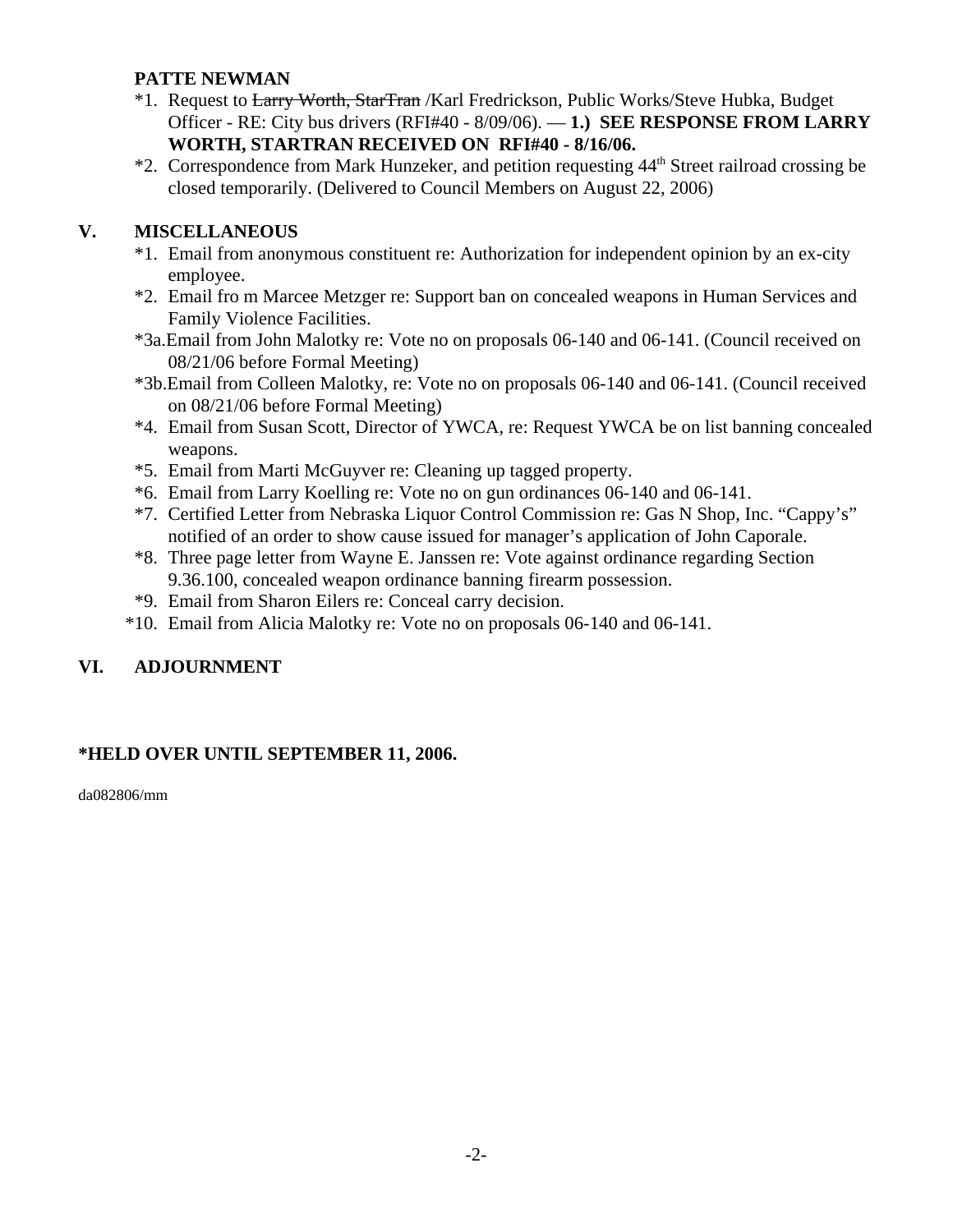**PATTE NEWMAN**

*1. Request to ~~Larry Worth, StarTran~~ /Karl Fredrickson, Public Works/Steve Hubka, Budget Officer - RE: City bus drivers (RFI#40 - 8/09/06). — **1.) SEE RESPONSE FROM LARRY WORTH, STARTRAN RECEIVED ON RFI#40 - 8/16/06.**

*2. Correspondence from Mark Hunzeker, and petition requesting 44th Street railroad crossing be closed temporarily. (Delivered to Council Members on August 22, 2006)

## V. MISCELLANEOUS

*1. Email from anonymous constituent re: Authorization for independent opinion by an ex-city employee.

*2. Email fro m Marcee Metzger re: Support ban on concealed weapons in Human Services and Family Violence Facilities.

*3a.Email from John Malotky re: Vote no on proposals 06-140 and 06-141. (Council received on 08/21/06 before Formal Meeting)

*3b.Email from Colleen Malotky, re: Vote no on proposals 06-140 and 06-141. (Council received on 08/21/06 before Formal Meeting)

*4. Email from Susan Scott, Director of YWCA, re: Request YWCA be on list banning concealed weapons.

*5. Email from Marti McGuyver re: Cleaning up tagged property.

*6. Email from Larry Koelling re: Vote no on gun ordinances 06-140 and 06-141.

*7. Certified Letter from Nebraska Liquor Control Commission re: Gas N Shop, Inc. "Cappy's" notified of an order to show cause issued for manager's application of John Caporale.

*8. Three page letter from Wayne E. Janssen re: Vote against ordinance regarding Section 9.36.100, concealed weapon ordinance banning firearm possession.

*9. Email from Sharon Eilers re: Conceal carry decision.

*10. Email from Alicia Malotky re: Vote no on proposals 06-140 and 06-141.

## VI. ADJOURNMENT

**\*HELD OVER UNTIL SEPTEMBER 11, 2006.**

da082806/mm